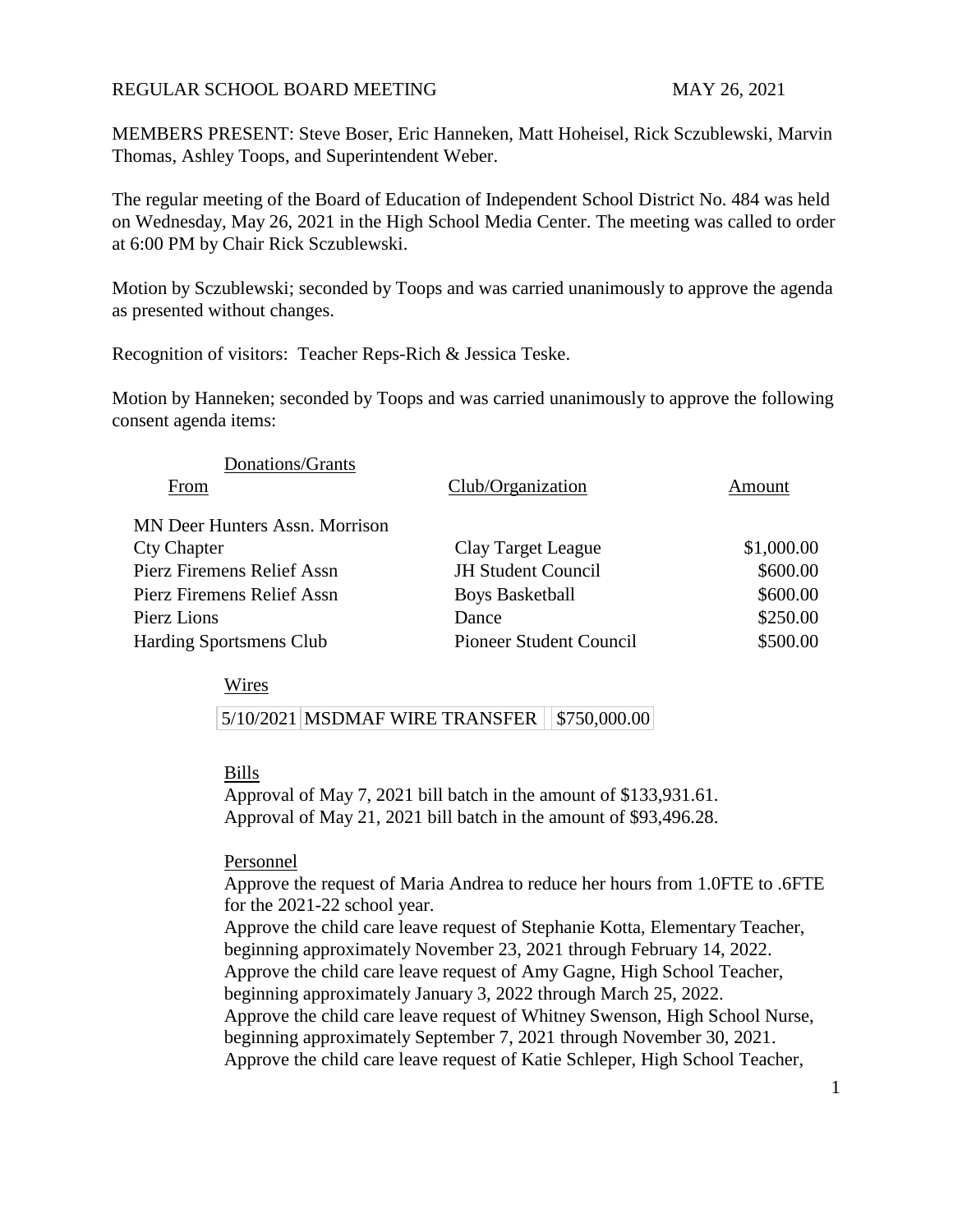REGULAR SCHOOL BOARD MEETING MAY 26, 2021

MEMBERS PRESENT: Steve Boser, Eric Hanneken, Matt Hoheisel, Rick Sczublewski, Marvin Thomas, Ashley Toops, and Superintendent Weber.

The regular meeting of the Board of Education of Independent School District No. 484 was held on Wednesday, May 26, 2021 in the High School Media Center. The meeting was called to order at 6:00 PM by Chair Rick Sczublewski.

Motion by Sczublewski; seconded by Toops and was carried unanimously to approve the agenda as presented without changes.

Recognition of visitors: Teacher Reps-Rich & Jessica Teske.

Motion by Hanneken; seconded by Toops and was carried unanimously to approve the following consent agenda items:

Donations/Grants

| From | Club/Organization | Amount |
|---|---|---|
| MN Deer Hunters Assn. Morrison Cty Chapter | Clay Target League | $1,000.00 |
| Pierz Firemens Relief Assn | JH Student Council | $600.00 |
| Pierz Firemens Relief Assn | Boys Basketball | $600.00 |
| Pierz Lions | Dance | $250.00 |
| Harding Sportsmens Club | Pioneer Student Council | $500.00 |

Wires

| 5/10/2021 | MSDMAF WIRE TRANSFER | $750,000.00 |
|---|---|---|

Bills

Approval of May 7, 2021 bill batch in the amount of $133,931.61.
Approval of May 21, 2021 bill batch in the amount of $93,496.28.

Personnel

Approve the request of Maria Andrea to reduce her hours from 1.0FTE to .6FTE for the 2021-22 school year.
Approve the child care leave request of Stephanie Kotta, Elementary Teacher, beginning approximately November 23, 2021 through February 14, 2022.
Approve the child care leave request of Amy Gagne, High School Teacher, beginning approximately January 3, 2022 through March 25, 2022.
Approve the child care leave request of Whitney Swenson, High School Nurse, beginning approximately September 7, 2021 through November 30, 2021.
Approve the child care leave request of Katie Schleper, High School Teacher,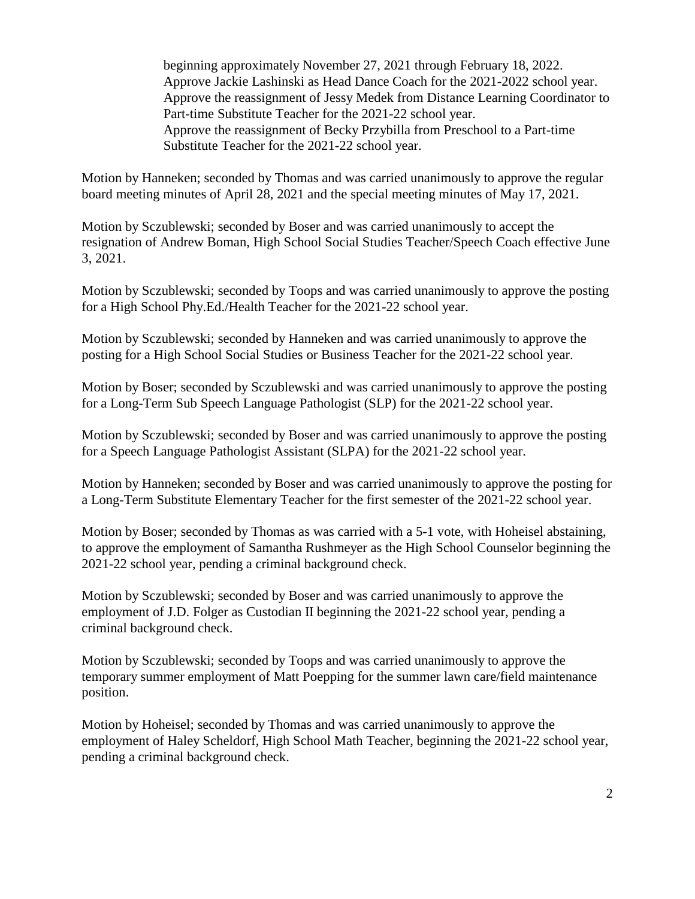beginning approximately November 27, 2021 through February 18, 2022.
Approve Jackie Lashinski as Head Dance Coach for the 2021-2022 school year.
Approve the reassignment of Jessy Medek from Distance Learning Coordinator to Part-time Substitute Teacher for the 2021-22 school year.
Approve the reassignment of Becky Przybilla from Preschool to a Part-time Substitute Teacher for the 2021-22 school year.

Motion by Hanneken; seconded by Thomas and was carried unanimously to approve the regular board meeting minutes of April 28, 2021 and the special meeting minutes of May 17, 2021.

Motion by Sczublewski; seconded by Boser and was carried unanimously to accept the resignation of Andrew Boman, High School Social Studies Teacher/Speech Coach effective June 3, 2021.

Motion by Sczublewski; seconded by Toops and was carried unanimously to approve the posting for a High School Phy.Ed./Health Teacher for the 2021-22 school year.

Motion by Sczublewski; seconded by Hanneken and was carried unanimously to approve the posting for a High School Social Studies or Business Teacher for the 2021-22 school year.

Motion by Boser; seconded by Sczublewski and was carried unanimously to approve the posting for a Long-Term Sub Speech Language Pathologist (SLP) for the 2021-22 school year.

Motion by Sczublewski; seconded by Boser and was carried unanimously to approve the posting for a Speech Language Pathologist Assistant (SLPA) for the 2021-22 school year.

Motion by Hanneken; seconded by Boser and was carried unanimously to approve the posting for a Long-Term Substitute Elementary Teacher for the first semester of the 2021-22 school year.

Motion by Boser; seconded by Thomas as was carried with a 5-1 vote, with Hoheisel abstaining, to approve the employment of Samantha Rushmeyer as the High School Counselor beginning the 2021-22 school year, pending a criminal background check.

Motion by Sczublewski; seconded by Boser and was carried unanimously to approve the employment of J.D. Folger as Custodian II beginning the 2021-22 school year, pending a criminal background check.

Motion by Sczublewski; seconded by Toops and was carried unanimously to approve the temporary summer employment of Matt Poepping for the summer lawn care/field maintenance position.

Motion by Hoheisel; seconded by Thomas and was carried unanimously to approve the employment of Haley Scheldorf, High School Math Teacher, beginning the 2021-22 school year, pending a criminal background check.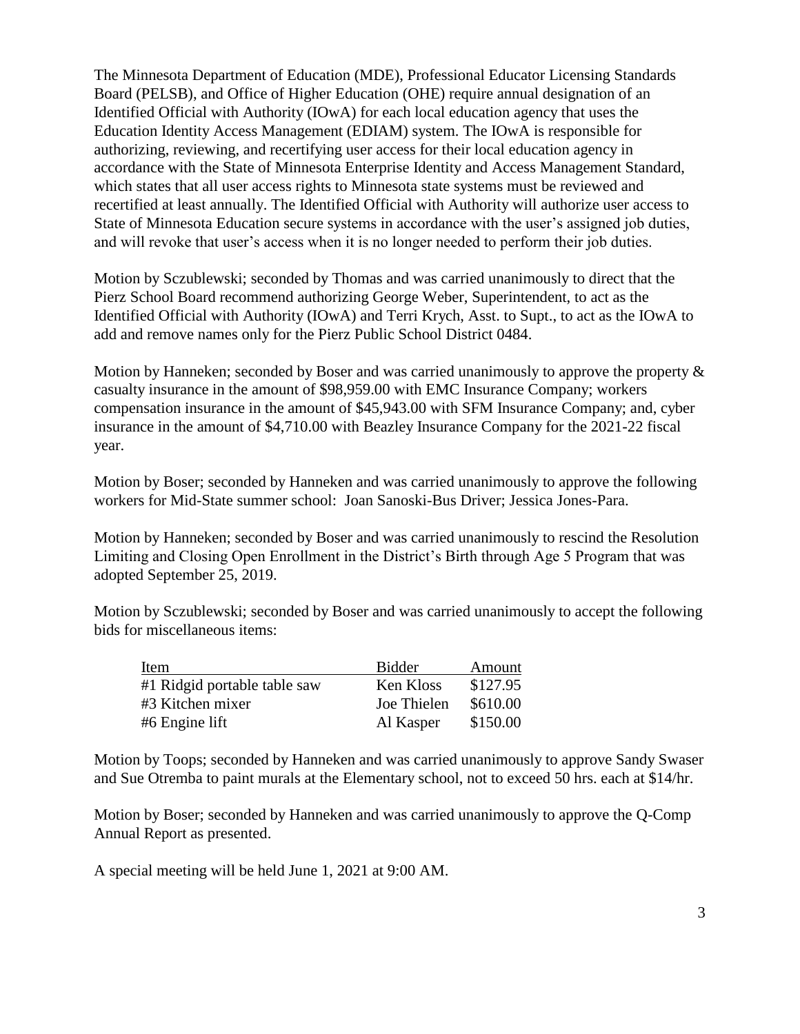The Minnesota Department of Education (MDE), Professional Educator Licensing Standards Board (PELSB), and Office of Higher Education (OHE) require annual designation of an Identified Official with Authority (IOwA) for each local education agency that uses the Education Identity Access Management (EDIAM) system. The IOwA is responsible for authorizing, reviewing, and recertifying user access for their local education agency in accordance with the State of Minnesota Enterprise Identity and Access Management Standard, which states that all user access rights to Minnesota state systems must be reviewed and recertified at least annually. The Identified Official with Authority will authorize user access to State of Minnesota Education secure systems in accordance with the user's assigned job duties, and will revoke that user's access when it is no longer needed to perform their job duties.

Motion by Sczublewski; seconded by Thomas and was carried unanimously to direct that the Pierz School Board recommend authorizing George Weber, Superintendent, to act as the Identified Official with Authority (IOwA) and Terri Krych, Asst. to Supt., to act as the IOwA to add and remove names only for the Pierz Public School District 0484.

Motion by Hanneken; seconded by Boser and was carried unanimously to approve the property & casualty insurance in the amount of $98,959.00 with EMC Insurance Company; workers compensation insurance in the amount of $45,943.00 with SFM Insurance Company; and, cyber insurance in the amount of $4,710.00 with Beazley Insurance Company for the 2021-22 fiscal year.

Motion by Boser; seconded by Hanneken and was carried unanimously to approve the following workers for Mid-State summer school: Joan Sanoski-Bus Driver; Jessica Jones-Para.

Motion by Hanneken; seconded by Boser and was carried unanimously to rescind the Resolution Limiting and Closing Open Enrollment in the District's Birth through Age 5 Program that was adopted September 25, 2019.

Motion by Sczublewski; seconded by Boser and was carried unanimously to accept the following bids for miscellaneous items:

| Item | Bidder | Amount |
|---|---|---|
| #1 Ridgid portable table saw | Ken Kloss | $127.95 |
| #3 Kitchen mixer | Joe Thielen | $610.00 |
| #6 Engine lift | Al Kasper | $150.00 |

Motion by Toops; seconded by Hanneken and was carried unanimously to approve Sandy Swaser and Sue Otremba to paint murals at the Elementary school, not to exceed 50 hrs. each at $14/hr.

Motion by Boser; seconded by Hanneken and was carried unanimously to approve the Q-Comp Annual Report as presented.

A special meeting will be held June 1, 2021 at 9:00 AM.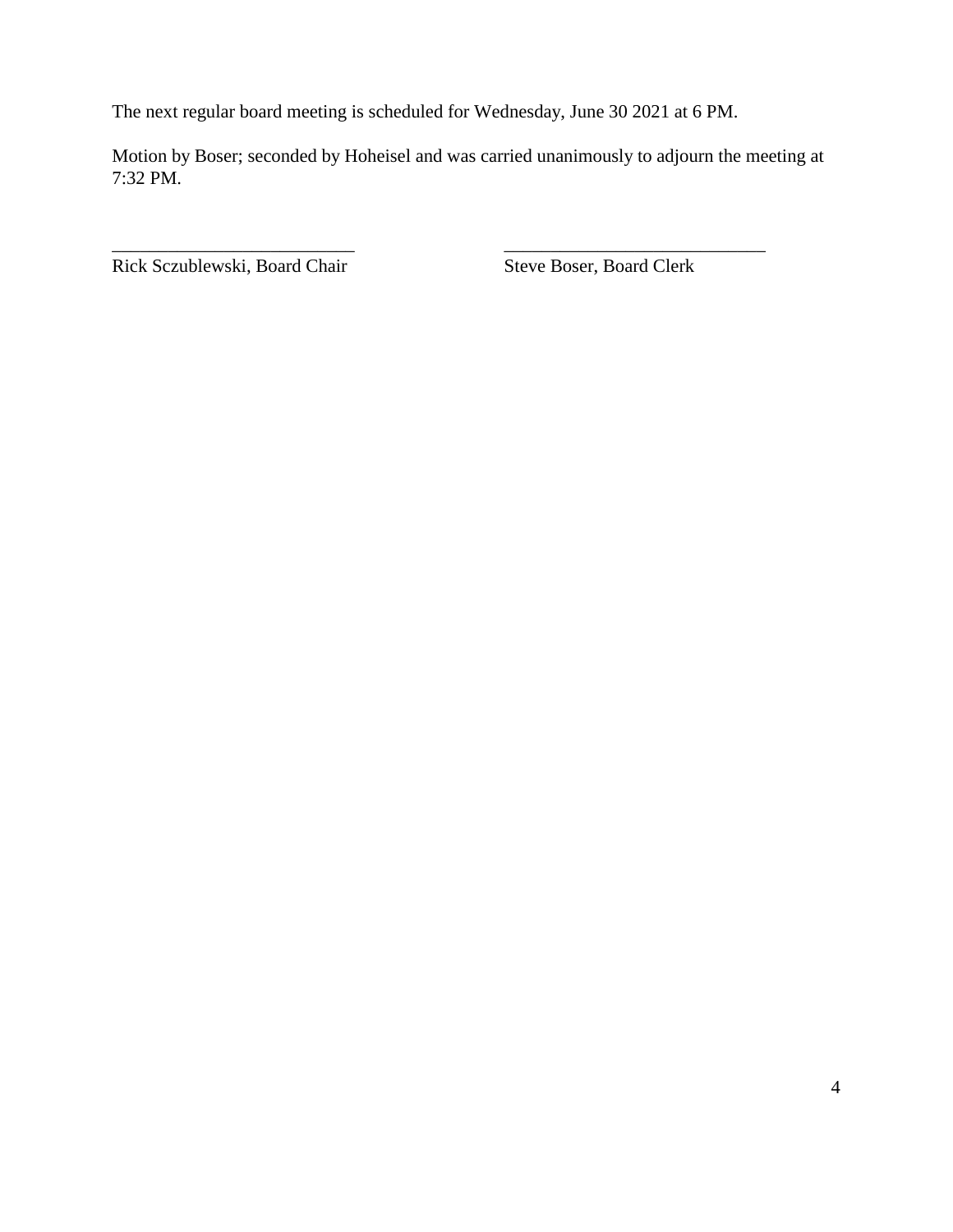The next regular board meeting is scheduled for Wednesday, June 30 2021 at 6 PM.

Motion by Boser; seconded by Hoheisel and was carried unanimously to adjourn the meeting at 7:32 PM.

| | |
|---|---|
| ___________________________ | _____________________________ |
| Rick Sczublewski, Board Chair | Steve Boser, Board Clerk |